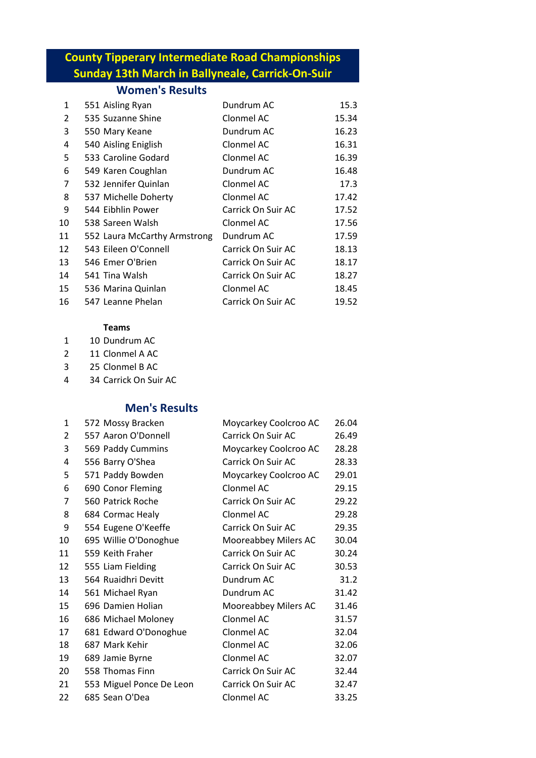# County Tipperary Intermediate Road Championships
# Sunday 13th March in Ballyneale, Carrick-On-Suir

## Women's Results

| | | | | |
|---|---|---|---|---|
| 1 | 551 | Aisling Ryan | Dundrum AC | 15.3 |
| 2 | 535 | Suzanne Shine | Clonmel AC | 15.34 |
| 3 | 550 | Mary Keane | Dundrum AC | 16.23 |
| 4 | 540 | Aisling Enigilish | Clonmel AC | 16.31 |
| 5 | 533 | Caroline Godard | Clonmel AC | 16.39 |
| 6 | 549 | Karen Coughlan | Dundrum AC | 16.48 |
| 7 | 532 | Jennifer Quinlan | Clonmel AC | 17.3 |
| 8 | 537 | Michelle Doherty | Clonmel AC | 17.42 |
| 9 | 544 | Eibhlin Power | Carrick On Suir AC | 17.52 |
| 10 | 538 | Sareen Walsh | Clonmel AC | 17.56 |
| 11 | 552 | Laura McCarthy Armstrong | Dundrum AC | 17.59 |
| 12 | 543 | Eileen O'Connell | Carrick On Suir AC | 18.13 |
| 13 | 546 | Emer O'Brien | Carrick On Suir AC | 18.17 |
| 14 | 541 | Tina Walsh | Carrick On Suir AC | 18.27 |
| 15 | 536 | Marina Quinlan | Clonmel AC | 18.45 |
| 16 | 547 | Leanne Phelan | Carrick On Suir AC | 19.52 |

**Teams**

| | | |
|---|---|---|
| 1 | 10 | Dundrum AC |
| 2 | 11 | Clonmel A AC |
| 3 | 25 | Clonmel B AC |
| 4 | 34 | Carrick On Suir AC |

## Men's Results

| | | | | |
|---|---|---|---|---|
| 1 | 572 | Mossy Bracken | Moycarkey Coolcroo AC | 26.04 |
| 2 | 557 | Aaron O'Donnell | Carrick On Suir AC | 26.49 |
| 3 | 569 | Paddy Cummins | Moycarkey Coolcroo AC | 28.28 |
| 4 | 556 | Barry O'Shea | Carrick On Suir AC | 28.33 |
| 5 | 571 | Paddy Bowden | Moycarkey Coolcroo AC | 29.01 |
| 6 | 690 | Conor Fleming | Clonmel AC | 29.15 |
| 7 | 560 | Patrick Roche | Carrick On Suir AC | 29.22 |
| 8 | 684 | Cormac Healy | Clonmel AC | 29.28 |
| 9 | 554 | Eugene O'Keeffe | Carrick On Suir AC | 29.35 |
| 10 | 695 | Willie O'Donoghue | Mooreabbey Milers AC | 30.04 |
| 11 | 559 | Keith Fraher | Carrick On Suir AC | 30.24 |
| 12 | 555 | Liam Fielding | Carrick On Suir AC | 30.53 |
| 13 | 564 | Ruaidhri Devitt | Dundrum AC | 31.2 |
| 14 | 561 | Michael Ryan | Dundrum AC | 31.42 |
| 15 | 696 | Damien Holian | Mooreabbey Milers AC | 31.46 |
| 16 | 686 | Michael Moloney | Clonmel AC | 31.57 |
| 17 | 681 | Edward O'Donoghue | Clonmel AC | 32.04 |
| 18 | 687 | Mark Kehir | Clonmel AC | 32.06 |
| 19 | 689 | Jamie Byrne | Clonmel AC | 32.07 |
| 20 | 558 | Thomas Finn | Carrick On Suir AC | 32.44 |
| 21 | 553 | Miguel Ponce De Leon | Carrick On Suir AC | 32.47 |
| 22 | 685 | Sean O'Dea | Clonmel AC | 33.25 |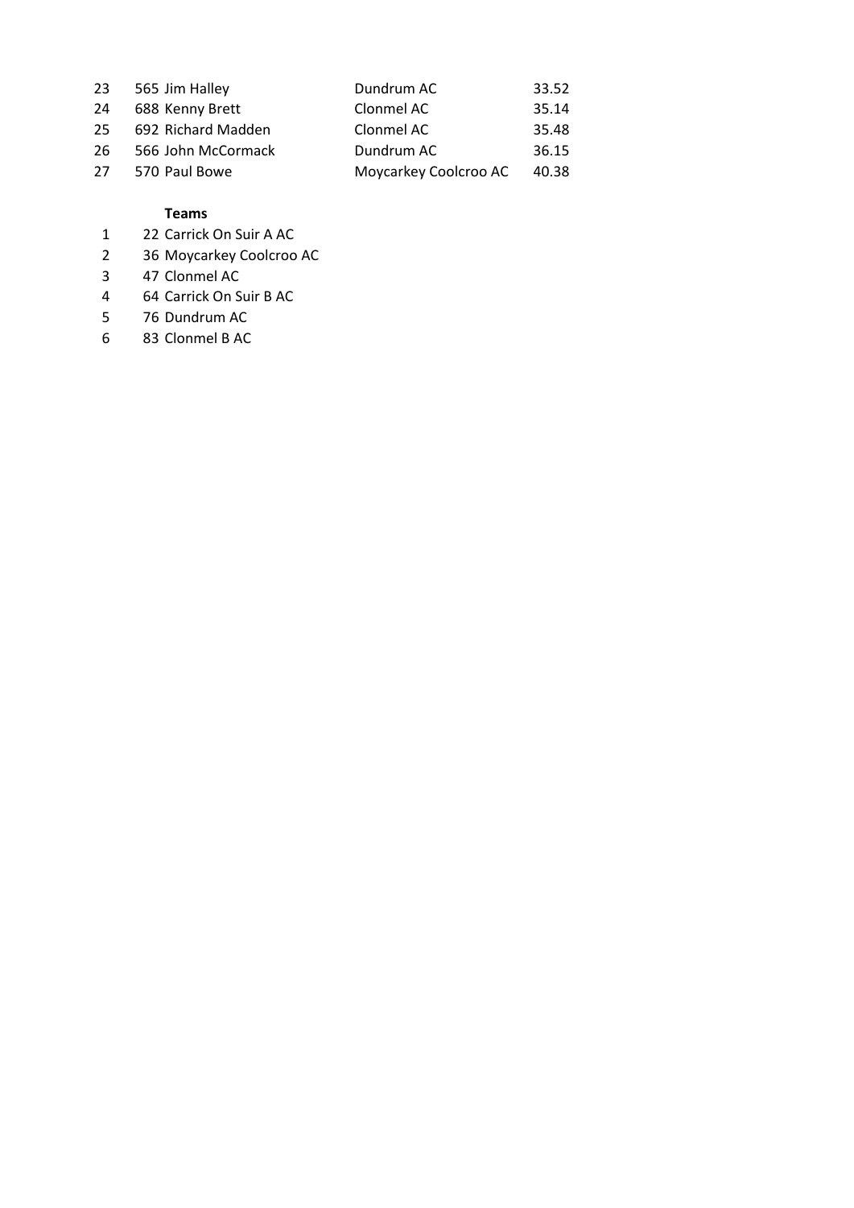| | | | | |
|---|---|---|---|---|
| 23 | 565 | Jim Halley | Dundrum AC | 33.52 |
| 24 | 688 | Kenny Brett | Clonmel AC | 35.14 |
| 25 | 692 | Richard Madden | Clonmel AC | 35.48 |
| 26 | 566 | John McCormack | Dundrum AC | 36.15 |
| 27 | 570 | Paul Bowe | Moycarkey Coolcroo AC | 40.38 |

**Teams**

| | | |
|---|---|---|
| 1 | 22 | Carrick On Suir A AC |
| 2 | 36 | Moycarkey Coolcroo AC |
| 3 | 47 | Clonmel AC |
| 4 | 64 | Carrick On Suir B AC |
| 5 | 76 | Dundrum AC |
| 6 | 83 | Clonmel B AC |